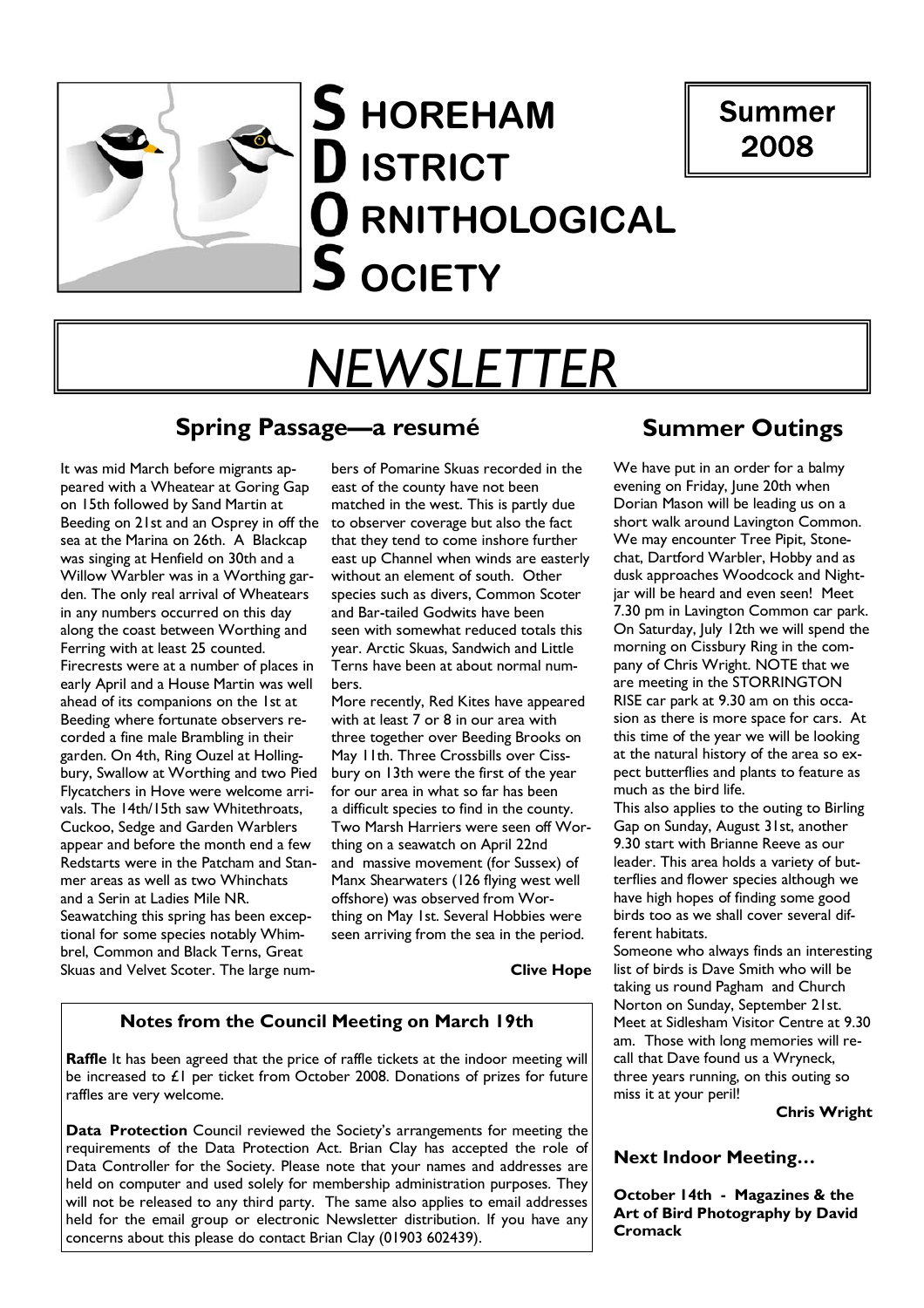# SHOREHAM DISTRICT ORNITHOLOGICAL SOCIETY

**Summer 2008**

# NEWSLETTER

## Spring Passage—a resumé

It was mid March before migrants appeared with a Wheatear at Goring Gap on 15th followed by Sand Martin at Beeding on 21st and an Osprey in off the sea at the Marina on 26th. A Blackcap was singing at Henfield on 30th and a Willow Warbler was in a Worthing garden. The only real arrival of Wheatears in any numbers occurred on this day along the coast between Worthing and Ferring with at least 25 counted. Firecrests were at a number of places in early April and a House Martin was well ahead of its companions on the 1st at Beeding where fortunate observers recorded a fine male Brambling in their garden. On 4th, Ring Ouzel at Hollingbury, Swallow at Worthing and two Pied Flycatchers in Hove were welcome arrivals. The 14th/15th saw Whitethroats, Cuckoo, Sedge and Garden Warblers appear and before the month end a few Redstarts were in the Patcham and Stanmer areas as well as two Whinchats and a Serin at Ladies Mile NR.

Seawatching this spring has been exceptional for some species notably Whimbrel, Common and Black Terns, Great Skuas and Velvet Scoter. The large numbers of Pomarine Skuas recorded in the east of the county have not been matched in the west. This is partly due to observer coverage but also the fact that they tend to come inshore further east up Channel when winds are easterly without an element of south. Other species such as divers, Common Scoter and Bar-tailed Godwits have been seen with somewhat reduced totals this year. Arctic Skuas, Sandwich and Little Terns have been at about normal numbers.

More recently, Red Kites have appeared with at least 7 or 8 in our area with three together over Beeding Brooks on May 11th. Three Crossbills over Cissbury on 13th were the first of the year for our area in what so far has been a difficult species to find in the county. Two Marsh Harriers were seen off Worthing on a seawatch on April 22nd and massive movement (for Sussex) of Manx Shearwaters (126 flying west well offshore) was observed from Worthing on May 1st. Several Hobbies were seen arriving from the sea in the period.

**Clive Hope**

### Notes from the Council Meeting on March 19th

**Raffle** It has been agreed that the price of raffle tickets at the indoor meeting will be increased to £1 per ticket from October 2008. Donations of prizes for future raffles are very welcome.

**Data Protection** Council reviewed the Society's arrangements for meeting the requirements of the Data Protection Act. Brian Clay has accepted the role of Data Controller for the Society. Please note that your names and addresses are held on computer and used solely for membership administration purposes. They will not be released to any third party. The same also applies to email addresses held for the email group or electronic Newsletter distribution. If you have any concerns about this please do contact Brian Clay (01903 602439).

## Summer Outings

We have put in an order for a balmy evening on Friday, June 20th when Dorian Mason will be leading us on a short walk around Lavington Common. We may encounter Tree Pipit, Stonechat, Dartford Warbler, Hobby and as dusk approaches Woodcock and Nightjar will be heard and even seen! Meet 7.30 pm in Lavington Common car park.

On Saturday, July 12th we will spend the morning on Cissbury Ring in the company of Chris Wright. NOTE that we are meeting in the STORRINGTON RISE car park at 9.30 am on this occasion as there is more space for cars. At this time of the year we will be looking at the natural history of the area so expect butterflies and plants to feature as much as the bird life.

This also applies to the outing to Birling Gap on Sunday, August 31st, another 9.30 start with Brianne Reeve as our leader. This area holds a variety of butterflies and flower species although we have high hopes of finding some good birds too as we shall cover several different habitats.

Someone who always finds an interesting list of birds is Dave Smith who will be taking us round Pagham and Church Norton on Sunday, September 21st. Meet at Sidlesham Visitor Centre at 9.30 am. Those with long memories will recall that Dave found us a Wryneck, three years running, on this outing so miss it at your peril!

**Chris Wright**

### Next Indoor Meeting…

**October 14th - Magazines & the Art of Bird Photography by David Cromack**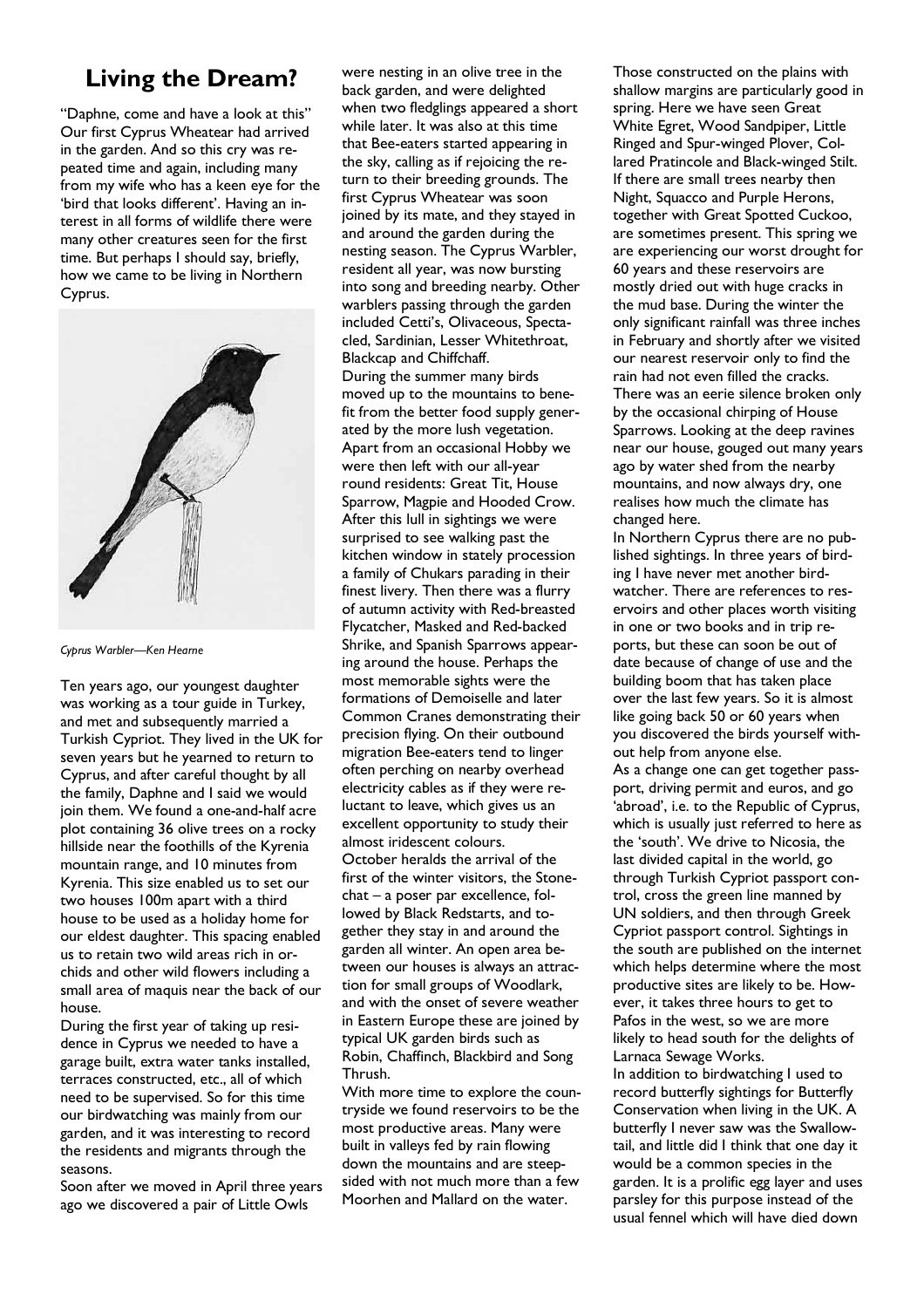## Living the Dream?

"Daphne, come and have a look at this" Our first Cyprus Wheatear had arrived in the garden. And so this cry was repeated time and again, including many from my wife who has a keen eye for the 'bird that looks different'. Having an interest in all forms of wildlife there were many other creatures seen for the first time. But perhaps I should say, briefly, how we came to be living in Northern Cyprus.

*Cyprus Warbler—Ken Hearne*

Ten years ago, our youngest daughter was working as a tour guide in Turkey, and met and subsequently married a Turkish Cypriot. They lived in the UK for seven years but he yearned to return to Cyprus, and after careful thought by all the family, Daphne and I said we would join them. We found a one-and-half acre plot containing 36 olive trees on a rocky hillside near the foothills of the Kyrenia mountain range, and 10 minutes from Kyrenia. This size enabled us to set our two houses 100m apart with a third house to be used as a holiday home for our eldest daughter. This spacing enabled us to retain two wild areas rich in orchids and other wild flowers including a small area of maquis near the back of our house.

During the first year of taking up residence in Cyprus we needed to have a garage built, extra water tanks installed, terraces constructed, etc., all of which need to be supervised. So for this time our birdwatching was mainly from our garden, and it was interesting to record the residents and migrants through the seasons.

Soon after we moved in April three years ago we discovered a pair of Little Owls were nesting in an olive tree in the back garden, and were delighted when two fledglings appeared a short while later. It was also at this time that Bee-eaters started appearing in the sky, calling as if rejoicing the return to their breeding grounds. The first Cyprus Wheatear was soon joined by its mate, and they stayed in and around the garden during the nesting season. The Cyprus Warbler, resident all year, was now bursting into song and breeding nearby. Other warblers passing through the garden included Cetti's, Olivaceous, Spectacled, Sardinian, Lesser Whitethroat, Blackcap and Chiffchaff.

During the summer many birds moved up to the mountains to benefit from the better food supply generated by the more lush vegetation. Apart from an occasional Hobby we were then left with our all-year round residents: Great Tit, House Sparrow, Magpie and Hooded Crow. After this lull in sightings we were surprised to see walking past the kitchen window in stately procession a family of Chukars parading in their finest livery. Then there was a flurry of autumn activity with Red-breasted Flycatcher, Masked and Red-backed Shrike, and Spanish Sparrows appearing around the house. Perhaps the most memorable sights were the formations of Demoiselle and later Common Cranes demonstrating their precision flying. On their outbound migration Bee-eaters tend to linger often perching on nearby overhead electricity cables as if they were reluctant to leave, which gives us an excellent opportunity to study their almost iridescent colours.

October heralds the arrival of the first of the winter visitors, the Stonechat – a poser par excellence, followed by Black Redstarts, and together they stay in and around the garden all winter. An open area between our houses is always an attraction for small groups of Woodlark, and with the onset of severe weather in Eastern Europe these are joined by typical UK garden birds such as Robin, Chaffinch, Blackbird and Song Thrush.

With more time to explore the countryside we found reservoirs to be the most productive areas. Many were built in valleys fed by rain flowing down the mountains and are steep-sided with not much more than a few Moorhen and Mallard on the water. Those constructed on the plains with shallow margins are particularly good in spring. Here we have seen Great White Egret, Wood Sandpiper, Little Ringed and Spur-winged Plover, Collared Pratincole and Black-winged Stilt. If there are small trees nearby then Night, Squacco and Purple Herons, together with Great Spotted Cuckoo, are sometimes present. This spring we are experiencing our worst drought for 60 years and these reservoirs are mostly dried out with huge cracks in the mud base. During the winter the only significant rainfall was three inches in February and shortly after we visited our nearest reservoir only to find the rain had not even filled the cracks. There was an eerie silence broken only by the occasional chirping of House Sparrows. Looking at the deep ravines near our house, gouged out many years ago by water shed from the nearby mountains, and now always dry, one realises how much the climate has changed here.

In Northern Cyprus there are no published sightings. In three years of birding I have never met another birdwatcher. There are references to reservoirs and other places worth visiting in one or two books and in trip reports, but these can soon be out of date because of change of use and the building boom that has taken place over the last few years. So it is almost like going back 50 or 60 years when you discovered the birds yourself without help from anyone else.

As a change one can get together passport, driving permit and euros, and go 'abroad', i.e. to the Republic of Cyprus, which is usually just referred to here as the 'south'. We drive to Nicosia, the last divided capital in the world, go through Turkish Cypriot passport control, cross the green line manned by UN soldiers, and then through Greek Cypriot passport control. Sightings in the south are published on the internet which helps determine where the most productive sites are likely to be. However, it takes three hours to get to Pafos in the west, so we are more likely to head south for the delights of Larnaca Sewage Works.

In addition to birdwatching I used to record butterfly sightings for Butterfly Conservation when living in the UK. A butterfly I never saw was the Swallowtail, and little did I think that one day it would be a common species in the garden. It is a prolific egg layer and uses parsley for this purpose instead of the usual fennel which will have died down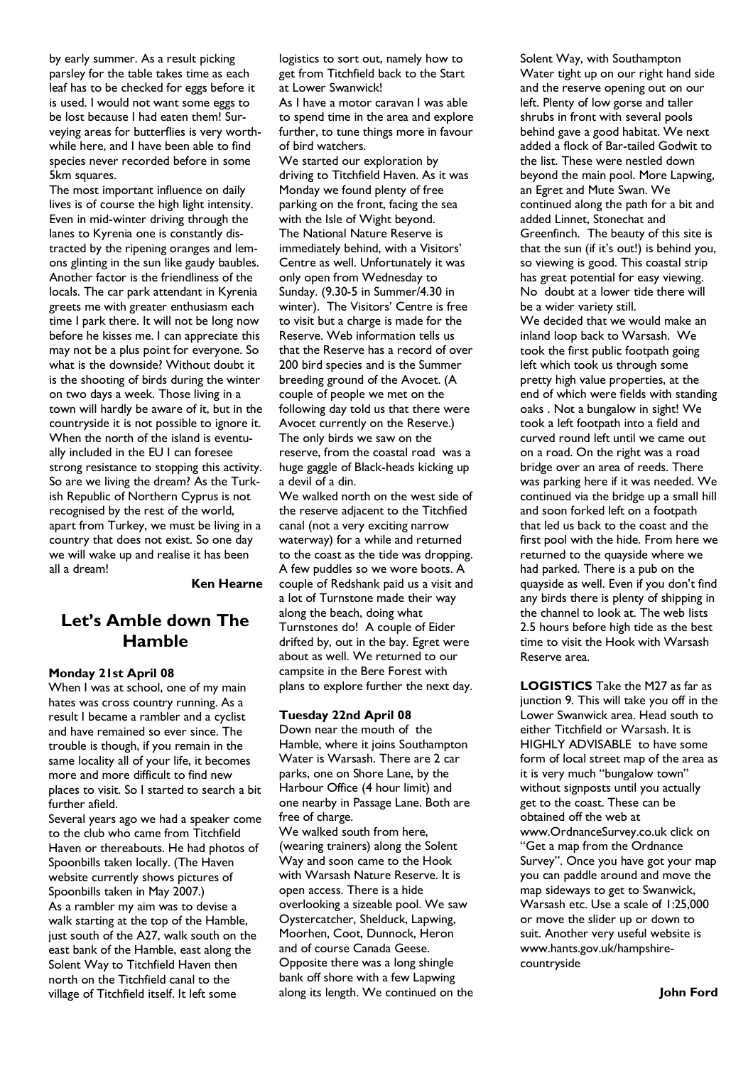by early summer. As a result picking parsley for the table takes time as each leaf has to be checked for eggs before it is used. I would not want some eggs to be lost because I had eaten them! Surveying areas for butterflies is very worthwhile here, and I have been able to find species never recorded before in some 5km squares.

The most important influence on daily lives is of course the high light intensity. Even in mid-winter driving through the lanes to Kyrenia one is constantly distracted by the ripening oranges and lemons glinting in the sun like gaudy baubles. Another factor is the friendliness of the locals. The car park attendant in Kyrenia greets me with greater enthusiasm each time I park there. It will not be long now before he kisses me. I can appreciate this may not be a plus point for everyone. So what is the downside? Without doubt it is the shooting of birds during the winter on two days a week. Those living in a town will hardly be aware of it, but in the countryside it is not possible to ignore it. When the north of the island is eventually included in the EU I can foresee strong resistance to stopping this activity. So are we living the dream? As the Turkish Republic of Northern Cyprus is not recognised by the rest of the world, apart from Turkey, we must be living in a country that does not exist. So one day we will wake up and realise it has been all a dream!

**Ken Hearne**

## Let's Amble down The Hamble

**Monday 21st April 08**

When I was at school, one of my main hates was cross country running. As a result I became a rambler and a cyclist and have remained so ever since. The trouble is though, if you remain in the same locality all of your life, it becomes more and more difficult to find new places to visit. So I started to search a bit further afield.

Several years ago we had a speaker come to the club who came from Titchfield Haven or thereabouts. He had photos of Spoonbills taken locally. (The Haven website currently shows pictures of Spoonbills taken in May 2007.)

As a rambler my aim was to devise a walk starting at the top of the Hamble, just south of the A27, walk south on the east bank of the Hamble, east along the Solent Way to Titchfield Haven then north on the Titchfield canal to the village of Titchfield itself. It left some logistics to sort out, namely how to get from Titchfield back to the Start at Lower Swanwick!

As I have a motor caravan I was able to spend time in the area and explore further, to tune things more in favour of bird watchers.

We started our exploration by driving to Titchfield Haven. As it was Monday we found plenty of free parking on the front, facing the sea with the Isle of Wight beyond.

The National Nature Reserve is immediately behind, with a Visitors' Centre as well. Unfortunately it was only open from Wednesday to Sunday. (9.30-5 in Summer/4.30 in winter). The Visitors' Centre is free to visit but a charge is made for the Reserve. Web information tells us that the Reserve has a record of over 200 bird species and is the Summer breeding ground of the Avocet. (A couple of people we met on the following day told us that there were Avocet currently on the Reserve.)

The only birds we saw on the reserve, from the coastal road was a huge gaggle of Black-heads kicking up a devil of a din.

We walked north on the west side of the reserve adjacent to the Titchfied canal (not a very exciting narrow waterway) for a while and returned to the coast as the tide was dropping. A few puddles so we wore boots. A couple of Redshank paid us a visit and a lot of Turnstone made their way along the beach, doing what Turnstones do! A couple of Eider drifted by, out in the bay. Egret were about as well. We returned to our campsite in the Bere Forest with plans to explore further the next day.

**Tuesday 22nd April 08**

Down near the mouth of the Hamble, where it joins Southampton Water is Warsash. There are 2 car parks, one on Shore Lane, by the Harbour Office (4 hour limit) and one nearby in Passage Lane. Both are free of charge.

We walked south from here, (wearing trainers) along the Solent Way and soon came to the Hook with Warsash Nature Reserve. It is open access. There is a hide overlooking a sizeable pool. We saw Oystercatcher, Shelduck, Lapwing, Moorhen, Coot, Dunnock, Heron and of course Canada Geese. Opposite there was a long shingle bank off shore with a few Lapwing along its length. We continued on the Solent Way, with Southampton Water tight up on our right hand side and the reserve opening out on our left. Plenty of low gorse and taller shrubs in front with several pools behind gave a good habitat. We next added a flock of Bar-tailed Godwit to the list. These were nestled down beyond the main pool. More Lapwing, an Egret and Mute Swan. We continued along the path for a bit and added Linnet, Stonechat and Greenfinch. The beauty of this site is that the sun (if it's out!) is behind you, so viewing is good. This coastal strip has great potential for easy viewing. No doubt at a lower tide there will be a wider variety still.

We decided that we would make an inland loop back to Warsash. We took the first public footpath going left which took us through some pretty high value properties, at the end of which were fields with standing oaks . Not a bungalow in sight! We took a left footpath into a field and curved round left until we came out on a road. On the right was a road bridge over an area of reeds. There was parking here if it was needed. We continued via the bridge up a small hill and soon forked left on a footpath that led us back to the coast and the first pool with the hide. From here we returned to the quayside where we had parked. There is a pub on the quayside as well. Even if you don't find any birds there is plenty of shipping in the channel to look at. The web lists 2.5 hours before high tide as the best time to visit the Hook with Warsash Reserve area.

**LOGISTICS** Take the M27 as far as junction 9. This will take you off in the Lower Swanwick area. Head south to either Titchfield or Warsash. It is HIGHLY ADVISABLE to have some form of local street map of the area as it is very much "bungalow town" without signposts until you actually get to the coast. These can be obtained off the web at www.OrdnanceSurvey.co.uk click on "Get a map from the Ordnance Survey". Once you have got your map you can paddle around and move the map sideways to get to Swanwick, Warsash etc. Use a scale of 1:25,000 or move the slider up or down to suit. Another very useful website is www.hants.gov.uk/hampshire-countryside

**John Ford**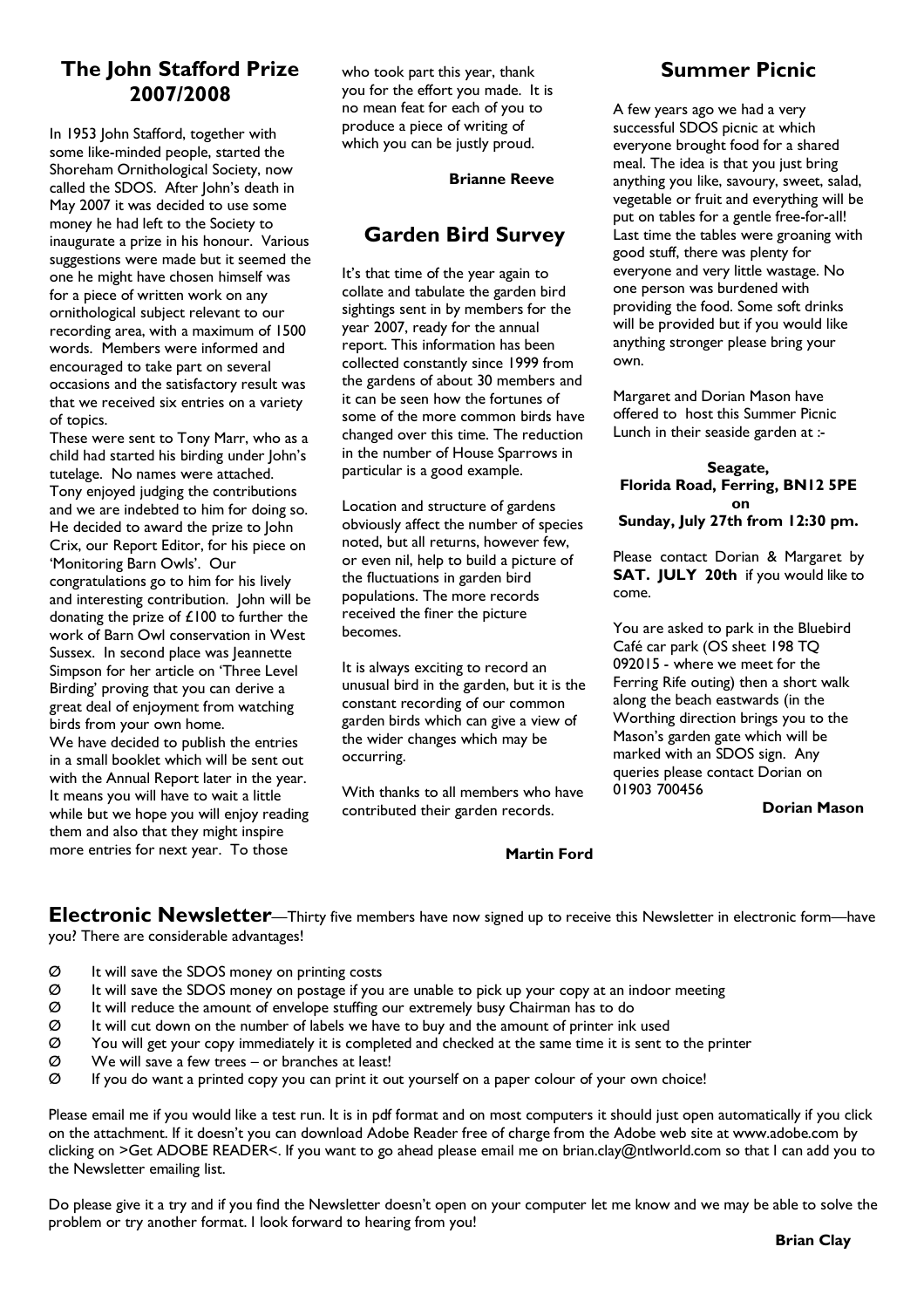## The John Stafford Prize 2007/2008

In 1953 John Stafford, together with some like-minded people, started the Shoreham Ornithological Society, now called the SDOS. After John's death in May 2007 it was decided to use some money he had left to the Society to inaugurate a prize in his honour. Various suggestions were made but it seemed the one he might have chosen himself was for a piece of written work on any ornithological subject relevant to our recording area, with a maximum of 1500 words. Members were informed and encouraged to take part on several occasions and the satisfactory result was that we received six entries on a variety of topics.

These were sent to Tony Marr, who as a child had started his birding under John's tutelage. No names were attached. Tony enjoyed judging the contributions and we are indebted to him for doing so. He decided to award the prize to John Crix, our Report Editor, for his piece on 'Monitoring Barn Owls'. Our congratulations go to him for his lively and interesting contribution. John will be donating the prize of £100 to further the work of Barn Owl conservation in West Sussex. In second place was Jeannette Simpson for her article on 'Three Level Birding' proving that you can derive a great deal of enjoyment from watching birds from your own home.

We have decided to publish the entries in a small booklet which will be sent out with the Annual Report later in the year. It means you will have to wait a little while but we hope you will enjoy reading them and also that they might inspire more entries for next year. To those who took part this year, thank you for the effort you made. It is no mean feat for each of you to produce a piece of writing of which you can be justly proud.

**Brianne Reeve**

## Garden Bird Survey

It's that time of the year again to collate and tabulate the garden bird sightings sent in by members for the year 2007, ready for the annual report. This information has been collected constantly since 1999 from the gardens of about 30 members and it can be seen how the fortunes of some of the more common birds have changed over this time. The reduction in the number of House Sparrows in particular is a good example.

Location and structure of gardens obviously affect the number of species noted, but all returns, however few, or even nil, help to build a picture of the fluctuations in garden bird populations. The more records received the finer the picture becomes.

It is always exciting to record an unusual bird in the garden, but it is the constant recording of our common garden birds which can give a view of the wider changes which may be occurring.

With thanks to all members who have contributed their garden records.

**Martin Ford**

## Summer Picnic

A few years ago we had a very successful SDOS picnic at which everyone brought food for a shared meal. The idea is that you just bring anything you like, savoury, sweet, salad, vegetable or fruit and everything will be put on tables for a gentle free-for-all! Last time the tables were groaning with good stuff, there was plenty for everyone and very little wastage. No one person was burdened with providing the food. Some soft drinks will be provided but if you would like anything stronger please bring your own.

Margaret and Dorian Mason have offered to host this Summer Picnic Lunch in their seaside garden at :-

**Seagate,**
**Florida Road, Ferring, BN12 5PE**
**on**
**Sunday, July 27th from 12:30 pm.**

Please contact Dorian & Margaret by **SAT. JULY 20th** if you would like to come.

You are asked to park in the Bluebird Café car park (OS sheet 198 TQ 092015 - where we meet for the Ferring Rife outing) then a short walk along the beach eastwards (in the Worthing direction brings you to the Mason's garden gate which will be marked with an SDOS sign. Any queries please contact Dorian on 01903 700456

**Dorian Mason**

**Electronic Newsletter**—Thirty five members have now signed up to receive this Newsletter in electronic form—have you? There are considerable advantages!

- It will save the SDOS money on printing costs
- It will save the SDOS money on postage if you are unable to pick up your copy at an indoor meeting
- It will reduce the amount of envelope stuffing our extremely busy Chairman has to do
- It will cut down on the number of labels we have to buy and the amount of printer ink used
- You will get your copy immediately it is completed and checked at the same time it is sent to the printer
- We will save a few trees – or branches at least!
- If you do want a printed copy you can print it out yourself on a paper colour of your own choice!

Please email me if you would like a test run. It is in pdf format and on most computers it should just open automatically if you click on the attachment. If it doesn't you can download Adobe Reader free of charge from the Adobe web site at www.adobe.com by clicking on >Get ADOBE READER<. If you want to go ahead please email me on brian.clay@ntlworld.com so that I can add you to the Newsletter emailing list.

Do please give it a try and if you find the Newsletter doesn't open on your computer let me know and we may be able to solve the problem or try another format. I look forward to hearing from you!

**Brian Clay**